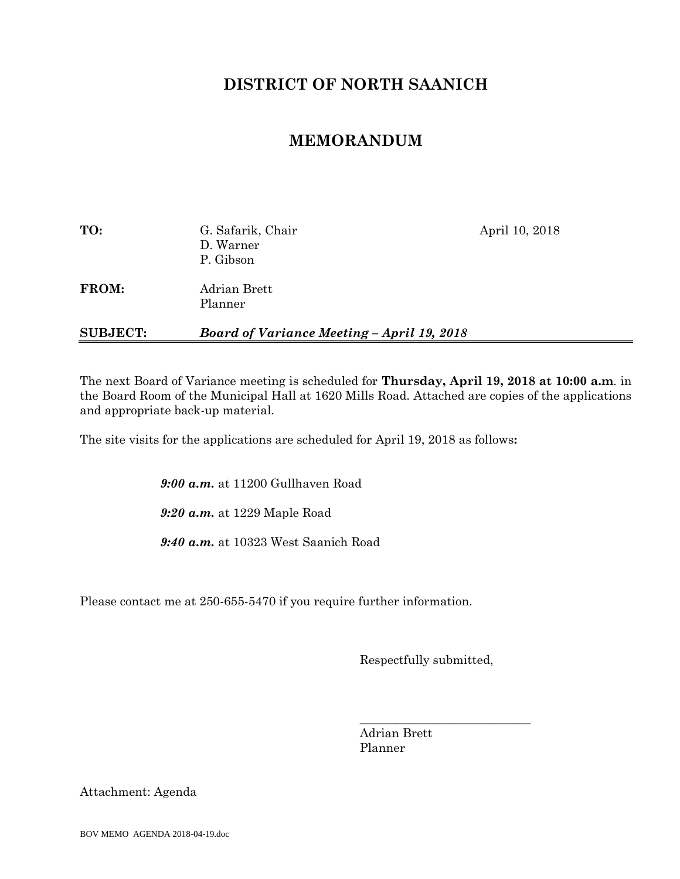# DISTRICT OF NORTH SAANICH

## MEMORANDUM

**TO:** G. Safarik, Chair
D. Warner
P. Gibson

April 10, 2018

**FROM:** Adrian Brett
Planner

**SUBJECT:** ***Board of Variance Meeting – April 19, 2018***

---

The next Board of Variance meeting is scheduled for **Thursday, April 19, 2018 at 10:00 a.m**. in the Board Room of the Municipal Hall at 1620 Mills Road. Attached are copies of the applications and appropriate back-up material.

The site visits for the applications are scheduled for April 19, 2018 as follows**:**

***9:00 a.m.*** at 11200 Gullhaven Road

***9:20 a.m.*** at 1229 Maple Road

***9:40 a.m.*** at 10323 West Saanich Road

Please contact me at 250-655-5470 if you require further information.

Respectfully submitted,

_____________________________
Adrian Brett
Planner

Attachment: Agenda

BOV MEMO AGENDA 2018-04-19.doc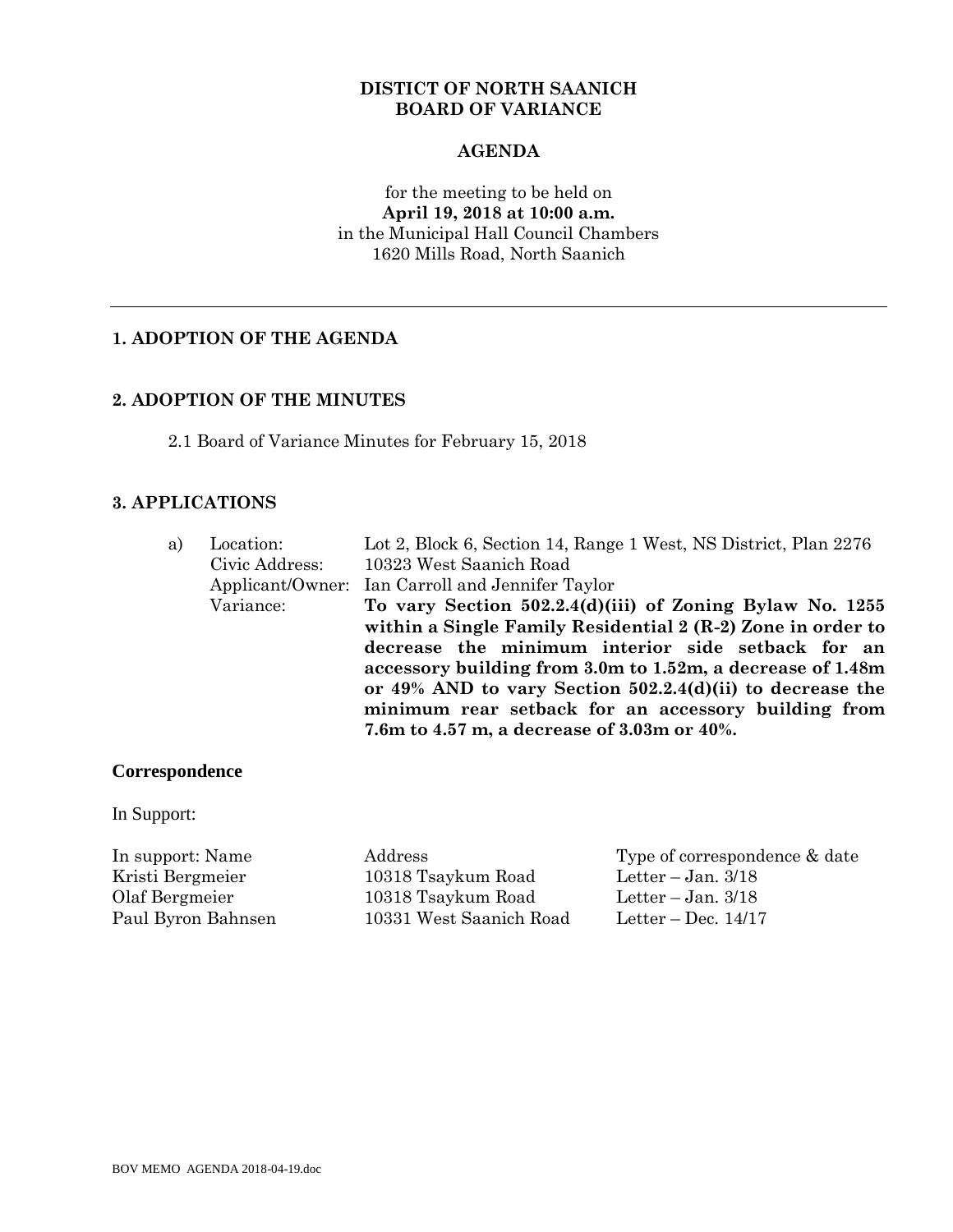**DISTICT OF NORTH SAANICH**
**BOARD OF VARIANCE**

**AGENDA**

for the meeting to be held on
**April 19, 2018 at 10:00 a.m.**
in the Municipal Hall Council Chambers
1620 Mills Road, North Saanich

---

## 1. ADOPTION OF THE AGENDA

## 2. ADOPTION OF THE MINUTES

2.1 Board of Variance Minutes for February 15, 2018

## 3. APPLICATIONS

a) Location: Lot 2, Block 6, Section 14, Range 1 West, NS District, Plan 2276
Civic Address: 10323 West Saanich Road
Applicant/Owner: Ian Carroll and Jennifer Taylor
Variance: **To vary Section 502.2.4(d)(iii) of Zoning Bylaw No. 1255 within a Single Family Residential 2 (R-2) Zone in order to decrease the minimum interior side setback for an accessory building from 3.0m to 1.52m, a decrease of 1.48m or 49% AND to vary Section 502.2.4(d)(ii) to decrease the minimum rear setback for an accessory building from 7.6m to 4.57 m, a decrease of 3.03m or 40%.**

**Correspondence**

In Support:

| In support: Name | Address | Type of correspondence & date |
|---|---|---|
| Kristi Bergmeier | 10318 Tsaykum Road | Letter – Jan. 3/18 |
| Olaf Bergmeier | 10318 Tsaykum Road | Letter – Jan. 3/18 |
| Paul Byron Bahnsen | 10331 West Saanich Road | Letter – Dec. 14/17 |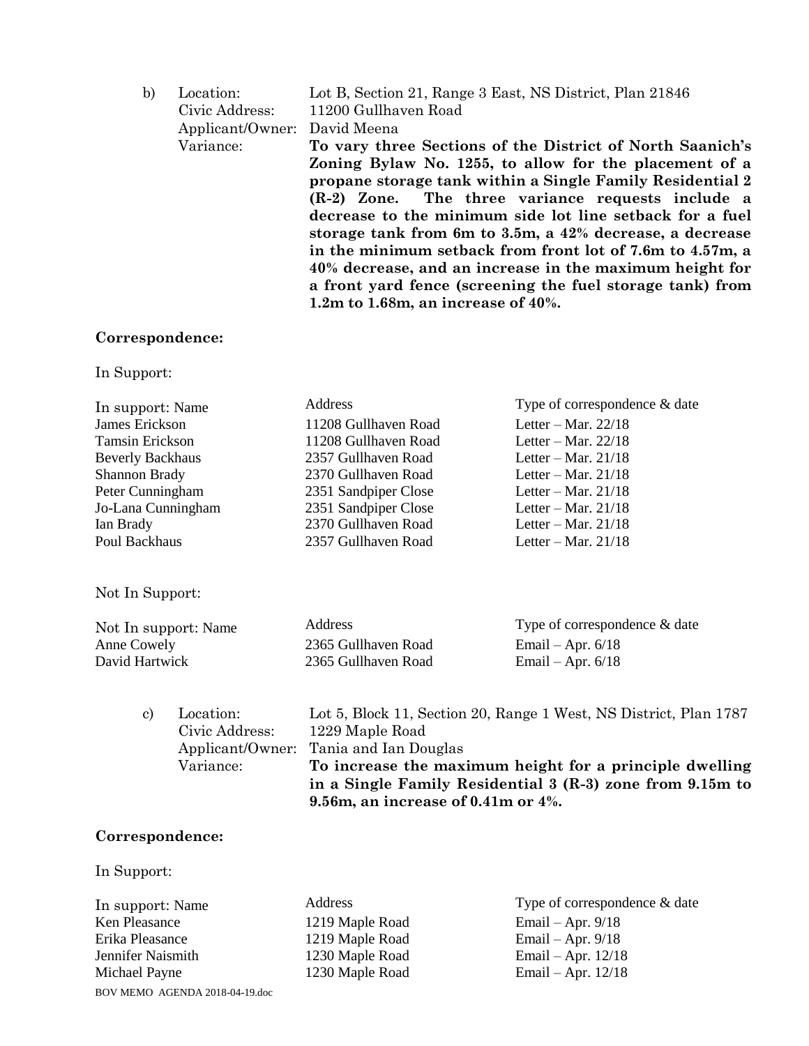b) Location: Lot B, Section 21, Range 3 East, NS District, Plan 21846
Civic Address: 11200 Gullhaven Road
Applicant/Owner: David Meena
Variance: **To vary three Sections of the District of North Saanich's Zoning Bylaw No. 1255, to allow for the placement of a propane storage tank within a Single Family Residential 2 (R-2) Zone. The three variance requests include a decrease to the minimum side lot line setback for a fuel storage tank from 6m to 3.5m, a 42% decrease, a decrease in the minimum setback from front lot of 7.6m to 4.57m, a 40% decrease, and an increase in the maximum height for a front yard fence (screening the fuel storage tank) from 1.2m to 1.68m, an increase of 40%.**

**Correspondence:**

In Support:

| In support: Name | Address | Type of correspondence & date |
|---|---|---|
| James Erickson | 11208 Gullhaven Road | Letter – Mar. 22/18 |
| Tamsin Erickson | 11208 Gullhaven Road | Letter – Mar. 22/18 |
| Beverly Backhaus | 2357 Gullhaven Road | Letter – Mar. 21/18 |
| Shannon Brady | 2370 Gullhaven Road | Letter – Mar. 21/18 |
| Peter Cunningham | 2351 Sandpiper Close | Letter – Mar. 21/18 |
| Jo-Lana Cunningham | 2351 Sandpiper Close | Letter – Mar. 21/18 |
| Ian Brady | 2370 Gullhaven Road | Letter – Mar. 21/18 |
| Poul Backhaus | 2357 Gullhaven Road | Letter – Mar. 21/18 |

Not In Support:

| Not In support: Name | Address | Type of correspondence & date |
|---|---|---|
| Anne Cowely | 2365 Gullhaven Road | Email – Apr. 6/18 |
| David Hartwick | 2365 Gullhaven Road | Email – Apr. 6/18 |

c) Location: Lot 5, Block 11, Section 20, Range 1 West, NS District, Plan 1787
Civic Address: 1229 Maple Road
Applicant/Owner: Tania and Ian Douglas
Variance: **To increase the maximum height for a principle dwelling in a Single Family Residential 3 (R-3) zone from 9.15m to 9.56m, an increase of 0.41m or 4%.**

**Correspondence:**

In Support:

| In support: Name | Address | Type of correspondence & date |
|---|---|---|
| Ken Pleasance | 1219 Maple Road | Email – Apr. 9/18 |
| Erika Pleasance | 1219 Maple Road | Email – Apr. 9/18 |
| Jennifer Naismith | 1230 Maple Road | Email – Apr. 12/18 |
| Michael Payne | 1230 Maple Road | Email – Apr. 12/18 |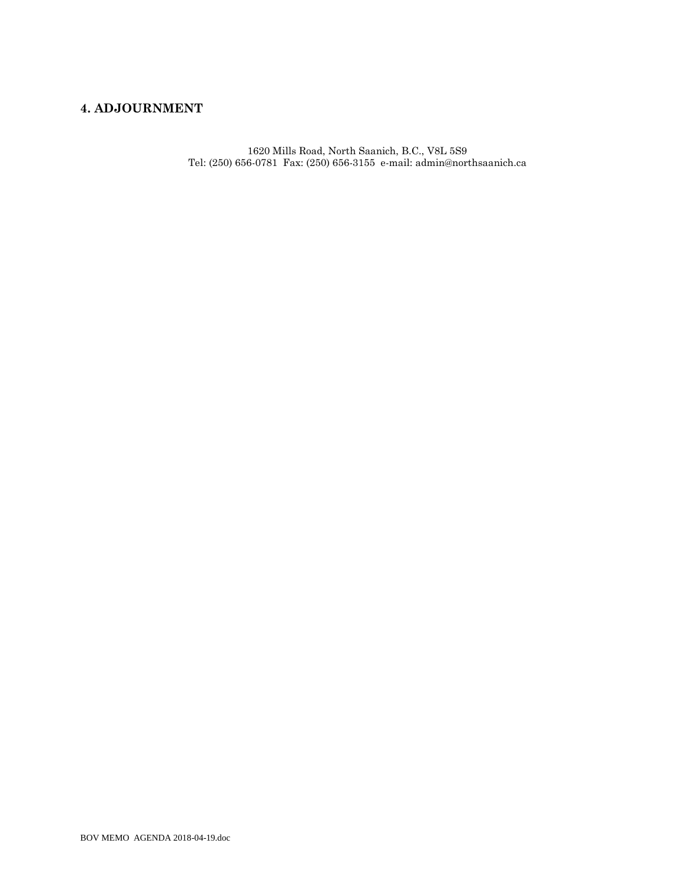## 4. ADJOURNMENT

1620 Mills Road, North Saanich, B.C., V8L 5S9
Tel: (250) 656-0781 Fax: (250) 656-3155 e-mail: admin@northsaanich.ca